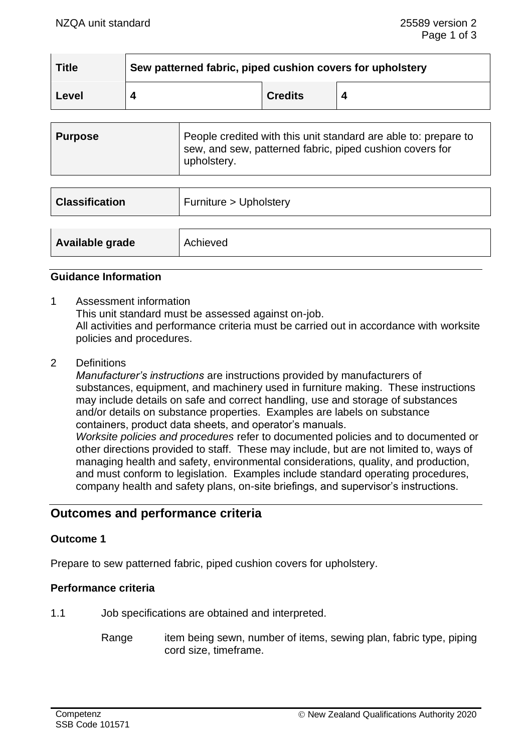| Title | Sew patterned fabric, piped cushion covers for upholstery | | |
|---|---|---|---|
| Level | 4 | Credits | 4 |

| Purpose | People credited with this unit standard are able to: prepare to sew, and sew, patterned fabric, piped cushion covers for upholstery. |
|---|---|

| Classification | Furniture > Upholstery |
|---|---|

| Available grade | Achieved |
|---|---|

### Guidance Information

1 Assessment information
This unit standard must be assessed against on-job.
All activities and performance criteria must be carried out in accordance with worksite policies and procedures.

2 Definitions
*Manufacturer's instructions* are instructions provided by manufacturers of substances, equipment, and machinery used in furniture making. These instructions may include details on safe and correct handling, use and storage of substances and/or details on substance properties. Examples are labels on substance containers, product data sheets, and operator's manuals.
*Worksite policies and procedures* refer to documented policies and to documented or other directions provided to staff. These may include, but are not limited to, ways of managing health and safety, environmental considerations, quality, and production, and must conform to legislation. Examples include standard operating procedures, company health and safety plans, on-site briefings, and supervisor's instructions.

## Outcomes and performance criteria

### Outcome 1

Prepare to sew patterned fabric, piped cushion covers for upholstery.

### Performance criteria

1.1 Job specifications are obtained and interpreted.

Range item being sewn, number of items, sewing plan, fabric type, piping cord size, timeframe.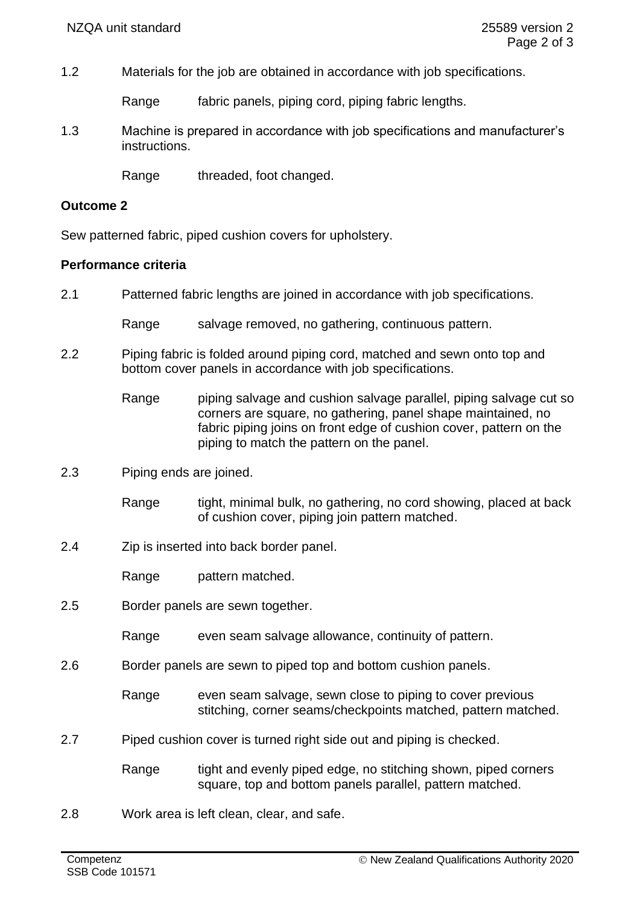1.2 Materials for the job are obtained in accordance with job specifications.

Range fabric panels, piping cord, piping fabric lengths.

1.3 Machine is prepared in accordance with job specifications and manufacturer's instructions.

Range threaded, foot changed.

**Outcome 2**

Sew patterned fabric, piped cushion covers for upholstery.

**Performance criteria**

2.1 Patterned fabric lengths are joined in accordance with job specifications.

Range salvage removed, no gathering, continuous pattern.

2.2 Piping fabric is folded around piping cord, matched and sewn onto top and bottom cover panels in accordance with job specifications.

Range piping salvage and cushion salvage parallel, piping salvage cut so corners are square, no gathering, panel shape maintained, no fabric piping joins on front edge of cushion cover, pattern on the piping to match the pattern on the panel.

2.3 Piping ends are joined.

Range tight, minimal bulk, no gathering, no cord showing, placed at back of cushion cover, piping join pattern matched.

2.4 Zip is inserted into back border panel.

Range pattern matched.

2.5 Border panels are sewn together.

Range even seam salvage allowance, continuity of pattern.

2.6 Border panels are sewn to piped top and bottom cushion panels.

Range even seam salvage, sewn close to piping to cover previous stitching, corner seams/checkpoints matched, pattern matched.

2.7 Piped cushion cover is turned right side out and piping is checked.

Range tight and evenly piped edge, no stitching shown, piped corners square, top and bottom panels parallel, pattern matched.

2.8 Work area is left clean, clear, and safe.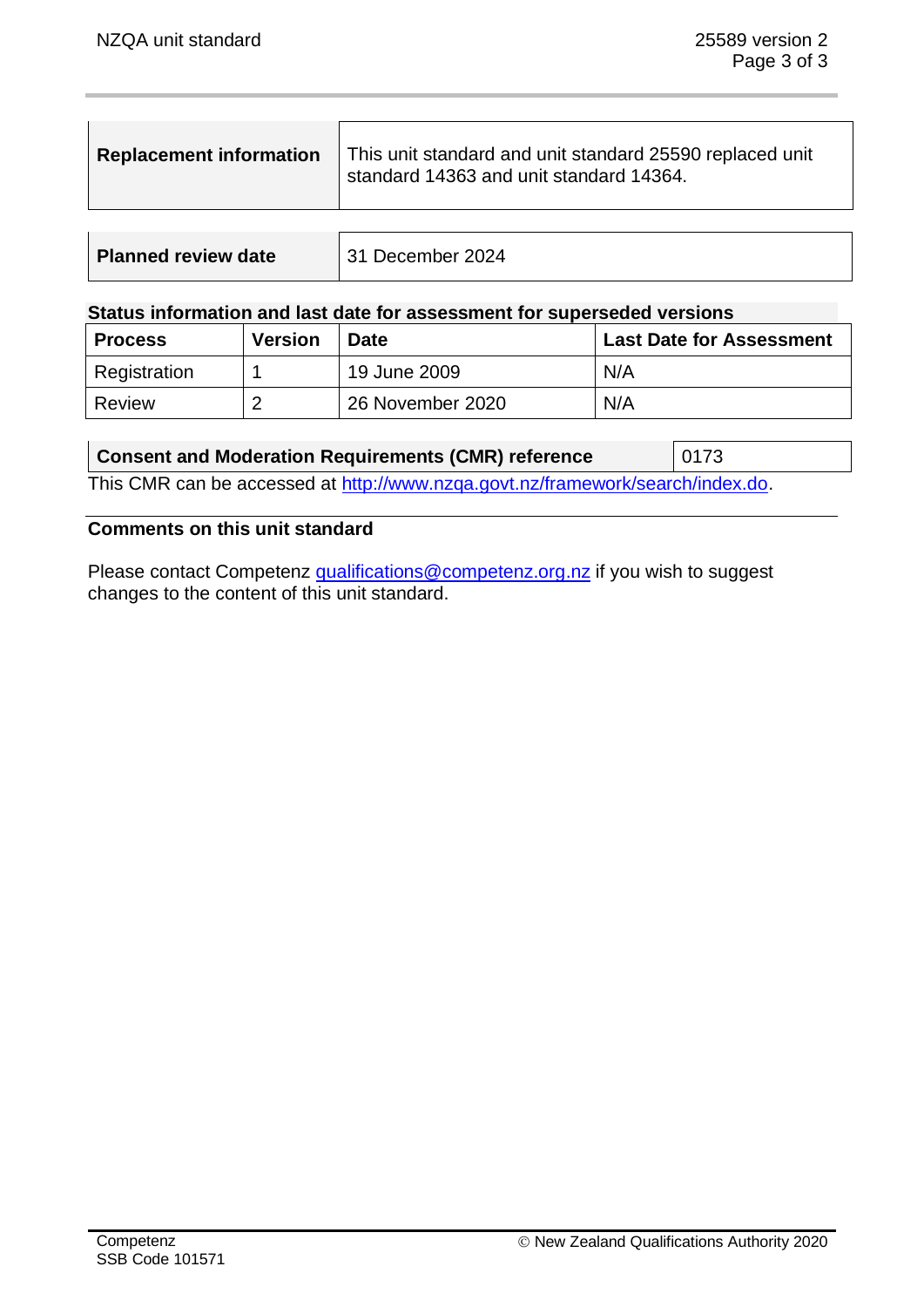| | |
|---|---|
| **Replacement information** | This unit standard and unit standard 25590 replaced unit standard 14363 and unit standard 14364. |

| | |
|---|---|
| **Planned review date** | 31 December 2024 |

**Status information and last date for assessment for superseded versions**

| Process | Version | Date | Last Date for Assessment |
|---|---|---|---|
| Registration | 1 | 19 June 2009 | N/A |
| Review | 2 | 26 November 2020 | N/A |

| | |
|---|---|
| **Consent and Moderation Requirements (CMR) reference** | 0173 |

This CMR can be accessed at http://www.nzqa.govt.nz/framework/search/index.do.

**Comments on this unit standard**

Please contact Competenz qualifications@competenz.org.nz if you wish to suggest changes to the content of this unit standard.